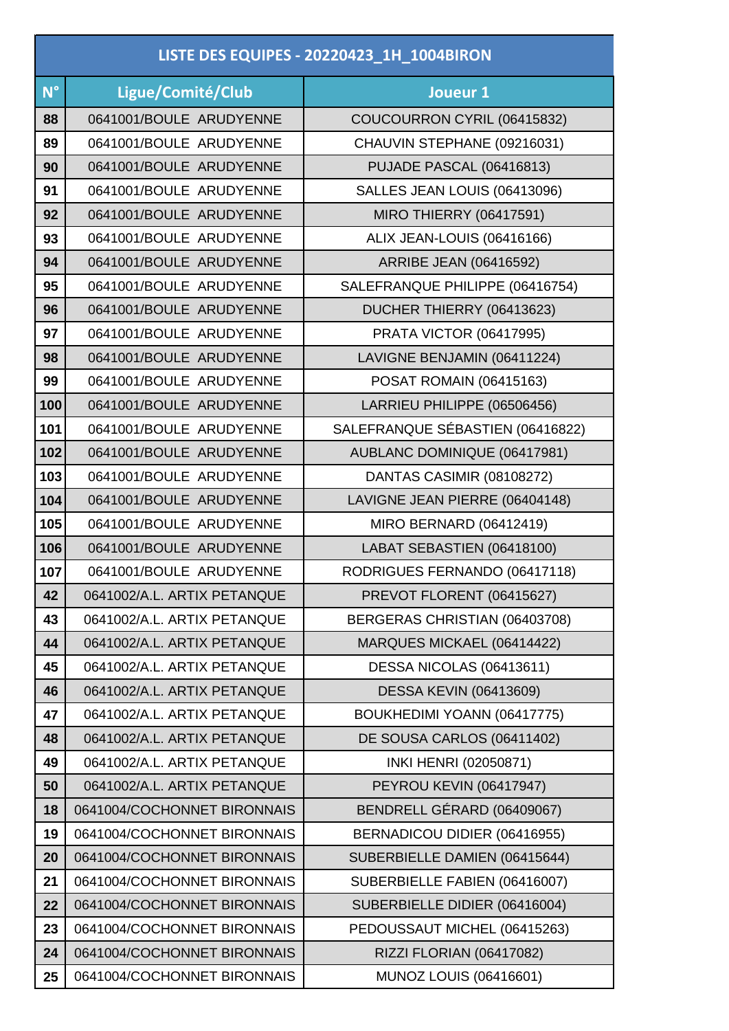# LISTE DES EQUIPES - 20220423_1H_1004BIRON

| N° | Ligue/Comité/Club | Joueur 1 |
|---|---|---|
| 88 | 0641001/BOULE ARUDYENNE | COUCOURRON CYRIL (06415832) |
| 89 | 0641001/BOULE ARUDYENNE | CHAUVIN STEPHANE (09216031) |
| 90 | 0641001/BOULE ARUDYENNE | PUJADE PASCAL (06416813) |
| 91 | 0641001/BOULE ARUDYENNE | SALLES JEAN LOUIS (06413096) |
| 92 | 0641001/BOULE ARUDYENNE | MIRO THIERRY (06417591) |
| 93 | 0641001/BOULE ARUDYENNE | ALIX JEAN-LOUIS (06416166) |
| 94 | 0641001/BOULE ARUDYENNE | ARRIBE JEAN (06416592) |
| 95 | 0641001/BOULE ARUDYENNE | SALEFRANQUE PHILIPPE (06416754) |
| 96 | 0641001/BOULE ARUDYENNE | DUCHER THIERRY (06413623) |
| 97 | 0641001/BOULE ARUDYENNE | PRATA VICTOR (06417995) |
| 98 | 0641001/BOULE ARUDYENNE | LAVIGNE BENJAMIN (06411224) |
| 99 | 0641001/BOULE ARUDYENNE | POSAT ROMAIN (06415163) |
| 100 | 0641001/BOULE ARUDYENNE | LARRIEU PHILIPPE (06506456) |
| 101 | 0641001/BOULE ARUDYENNE | SALEFRANQUE SÉBASTIEN (06416822) |
| 102 | 0641001/BOULE ARUDYENNE | AUBLANC DOMINIQUE (06417981) |
| 103 | 0641001/BOULE ARUDYENNE | DANTAS CASIMIR (08108272) |
| 104 | 0641001/BOULE ARUDYENNE | LAVIGNE JEAN PIERRE (06404148) |
| 105 | 0641001/BOULE ARUDYENNE | MIRO BERNARD (06412419) |
| 106 | 0641001/BOULE ARUDYENNE | LABAT SEBASTIEN (06418100) |
| 107 | 0641001/BOULE ARUDYENNE | RODRIGUES FERNANDO (06417118) |
| 42 | 0641002/A.L. ARTIX PETANQUE | PREVOT FLORENT (06415627) |
| 43 | 0641002/A.L. ARTIX PETANQUE | BERGERAS CHRISTIAN (06403708) |
| 44 | 0641002/A.L. ARTIX PETANQUE | MARQUES MICKAEL (06414422) |
| 45 | 0641002/A.L. ARTIX PETANQUE | DESSA NICOLAS (06413611) |
| 46 | 0641002/A.L. ARTIX PETANQUE | DESSA KEVIN (06413609) |
| 47 | 0641002/A.L. ARTIX PETANQUE | BOUKHEDIMI YOANN (06417775) |
| 48 | 0641002/A.L. ARTIX PETANQUE | DE SOUSA CARLOS (06411402) |
| 49 | 0641002/A.L. ARTIX PETANQUE | INKI HENRI (02050871) |
| 50 | 0641002/A.L. ARTIX PETANQUE | PEYROU KEVIN (06417947) |
| 18 | 0641004/COCHONNET BIRONNAIS | BENDRELL GÉRARD (06409067) |
| 19 | 0641004/COCHONNET BIRONNAIS | BERNADICOU DIDIER (06416955) |
| 20 | 0641004/COCHONNET BIRONNAIS | SUBERBIELLE DAMIEN (06415644) |
| 21 | 0641004/COCHONNET BIRONNAIS | SUBERBIELLE FABIEN (06416007) |
| 22 | 0641004/COCHONNET BIRONNAIS | SUBERBIELLE DIDIER (06416004) |
| 23 | 0641004/COCHONNET BIRONNAIS | PEDOUSSAUT MICHEL (06415263) |
| 24 | 0641004/COCHONNET BIRONNAIS | RIZZI FLORIAN (06417082) |
| 25 | 0641004/COCHONNET BIRONNAIS | MUNOZ LOUIS (06416601) |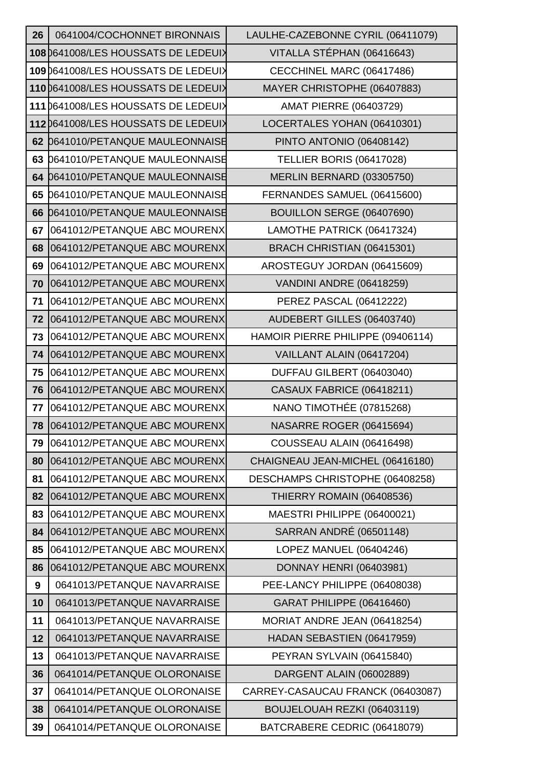| | | |
|---|---|---|
| 26 | 0641004/COCHONNET BIRONNAIS | LAULHE-CAZEBONNE CYRIL (06411079) |
| 108 | 0641008/LES HOUSSATS DE LEDEUIX | VITALLA STÉPHAN (06416643) |
| 109 | 0641008/LES HOUSSATS DE LEDEUIX | CECCHINEL MARC (06417486) |
| 110 | 0641008/LES HOUSSATS DE LEDEUIX | MAYER CHRISTOPHE (06407883) |
| 111 | 0641008/LES HOUSSATS DE LEDEUIX | AMAT PIERRE (06403729) |
| 112 | 0641008/LES HOUSSATS DE LEDEUIX | LOCERTALES YOHAN (06410301) |
| 62 | 0641010/PETANQUE MAULEONNAISE | PINTO ANTONIO (06408142) |
| 63 | 0641010/PETANQUE MAULEONNAISE | TELLIER BORIS (06417028) |
| 64 | 0641010/PETANQUE MAULEONNAISE | MERLIN BERNARD (03305750) |
| 65 | 0641010/PETANQUE MAULEONNAISE | FERNANDES SAMUEL (06415600) |
| 66 | 0641010/PETANQUE MAULEONNAISE | BOUILLON SERGE (06407690) |
| 67 | 0641012/PETANQUE ABC MOURENX | LAMOTHE PATRICK (06417324) |
| 68 | 0641012/PETANQUE ABC MOURENX | BRACH CHRISTIAN (06415301) |
| 69 | 0641012/PETANQUE ABC MOURENX | AROSTEGUY JORDAN (06415609) |
| 70 | 0641012/PETANQUE ABC MOURENX | VANDINI ANDRE (06418259) |
| 71 | 0641012/PETANQUE ABC MOURENX | PEREZ PASCAL (06412222) |
| 72 | 0641012/PETANQUE ABC MOURENX | AUDEBERT GILLES (06403740) |
| 73 | 0641012/PETANQUE ABC MOURENX | HAMOIR PIERRE PHILIPPE (09406114) |
| 74 | 0641012/PETANQUE ABC MOURENX | VAILLANT ALAIN (06417204) |
| 75 | 0641012/PETANQUE ABC MOURENX | DUFFAU GILBERT (06403040) |
| 76 | 0641012/PETANQUE ABC MOURENX | CASAUX FABRICE (06418211) |
| 77 | 0641012/PETANQUE ABC MOURENX | NANO TIMOTHÉE (07815268) |
| 78 | 0641012/PETANQUE ABC MOURENX | NASARRE ROGER (06415694) |
| 79 | 0641012/PETANQUE ABC MOURENX | COUSSEAU ALAIN (06416498) |
| 80 | 0641012/PETANQUE ABC MOURENX | CHAIGNEAU JEAN-MICHEL (06416180) |
| 81 | 0641012/PETANQUE ABC MOURENX | DESCHAMPS CHRISTOPHE (06408258) |
| 82 | 0641012/PETANQUE ABC MOURENX | THIERRY ROMAIN (06408536) |
| 83 | 0641012/PETANQUE ABC MOURENX | MAESTRI PHILIPPE (06400021) |
| 84 | 0641012/PETANQUE ABC MOURENX | SARRAN ANDRÉ (06501148) |
| 85 | 0641012/PETANQUE ABC MOURENX | LOPEZ MANUEL (06404246) |
| 86 | 0641012/PETANQUE ABC MOURENX | DONNAY HENRI (06403981) |
| 9 | 0641013/PETANQUE NAVARRAISE | PEE-LANCY PHILIPPE (06408038) |
| 10 | 0641013/PETANQUE NAVARRAISE | GARAT PHILIPPE (06416460) |
| 11 | 0641013/PETANQUE NAVARRAISE | MORIAT ANDRE JEAN (06418254) |
| 12 | 0641013/PETANQUE NAVARRAISE | HADAN SEBASTIEN (06417959) |
| 13 | 0641013/PETANQUE NAVARRAISE | PEYRAN SYLVAIN (06415840) |
| 36 | 0641014/PETANQUE OLORONAISE | DARGENT ALAIN (06002889) |
| 37 | 0641014/PETANQUE OLORONAISE | CARREY-CASAUCAU FRANCK (06403087) |
| 38 | 0641014/PETANQUE OLORONAISE | BOUJELOUAH REZKI (06403119) |
| 39 | 0641014/PETANQUE OLORONAISE | BATCRABERE CEDRIC (06418079) |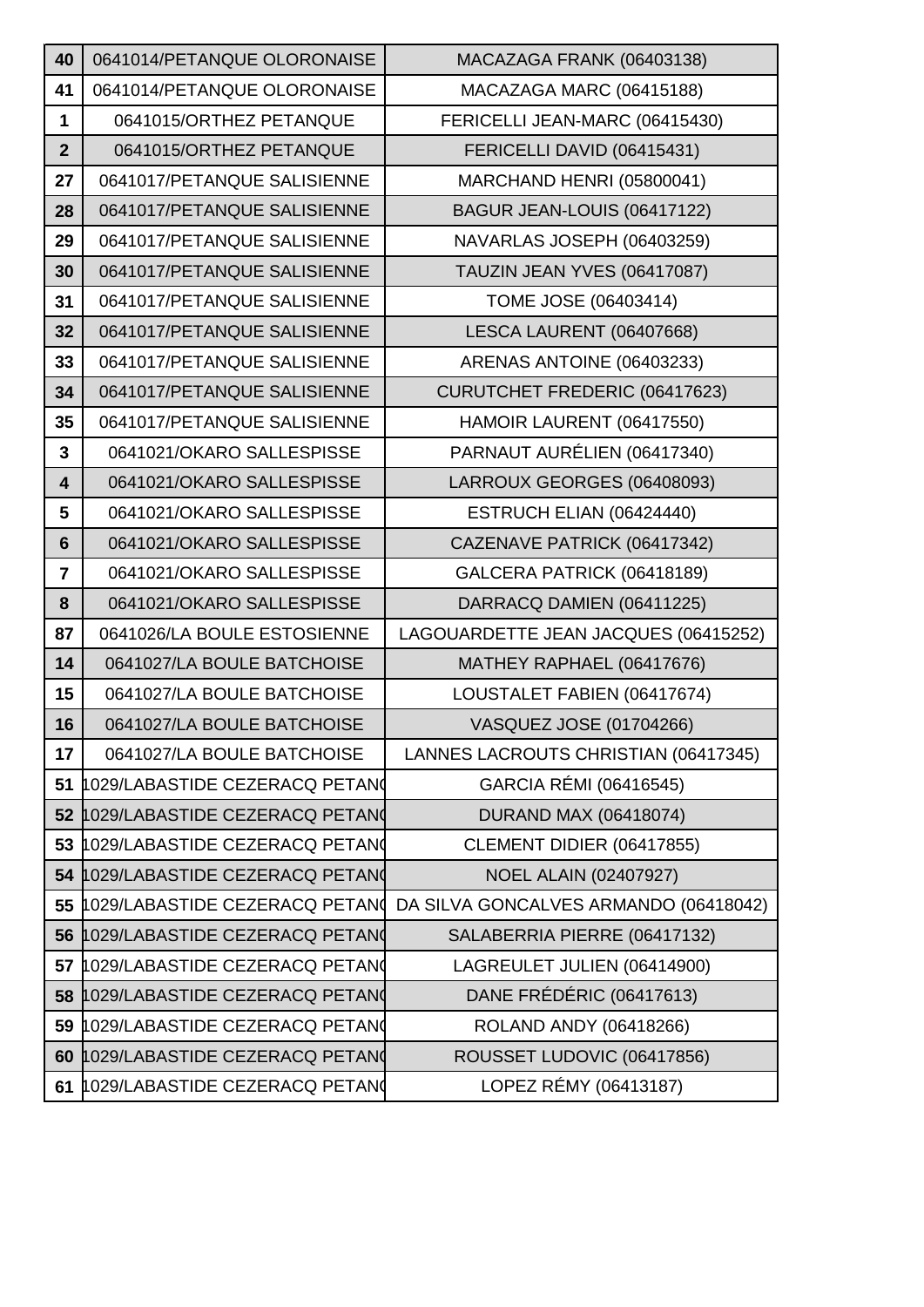| | | |
|---|---|---|
| **40** | 0641014/PETANQUE OLORONAISE | MACAZAGA FRANK (06403138) |
| **41** | 0641014/PETANQUE OLORONAISE | MACAZAGA MARC (06415188) |
| **1** | 0641015/ORTHEZ PETANQUE | FERICELLI JEAN-MARC (06415430) |
| **2** | 0641015/ORTHEZ PETANQUE | FERICELLI DAVID (06415431) |
| **27** | 0641017/PETANQUE SALISIENNE | MARCHAND HENRI (05800041) |
| **28** | 0641017/PETANQUE SALISIENNE | BAGUR JEAN-LOUIS (06417122) |
| **29** | 0641017/PETANQUE SALISIENNE | NAVARLAS JOSEPH (06403259) |
| **30** | 0641017/PETANQUE SALISIENNE | TAUZIN JEAN YVES (06417087) |
| **31** | 0641017/PETANQUE SALISIENNE | TOME JOSE (06403414) |
| **32** | 0641017/PETANQUE SALISIENNE | LESCA LAURENT (06407668) |
| **33** | 0641017/PETANQUE SALISIENNE | ARENAS ANTOINE (06403233) |
| **34** | 0641017/PETANQUE SALISIENNE | CURUTCHET FREDERIC (06417623) |
| **35** | 0641017/PETANQUE SALISIENNE | HAMOIR LAURENT (06417550) |
| **3** | 0641021/OKARO SALLESPISSE | PARNAUT AURÉLIEN (06417340) |
| **4** | 0641021/OKARO SALLESPISSE | LARROUX GEORGES (06408093) |
| **5** | 0641021/OKARO SALLESPISSE | ESTRUCH ELIAN (06424440) |
| **6** | 0641021/OKARO SALLESPISSE | CAZENAVE PATRICK (06417342) |
| **7** | 0641021/OKARO SALLESPISSE | GALCERA PATRICK (06418189) |
| **8** | 0641021/OKARO SALLESPISSE | DARRACQ DAMIEN (06411225) |
| **87** | 0641026/LA BOULE ESTOSIENNE | LAGOUARDETTE JEAN JACQUES (06415252) |
| **14** | 0641027/LA BOULE BATCHOISE | MATHEY RAPHAEL (06417676) |
| **15** | 0641027/LA BOULE BATCHOISE | LOUSTALET FABIEN (06417674) |
| **16** | 0641027/LA BOULE BATCHOISE | VASQUEZ JOSE (01704266) |
| **17** | 0641027/LA BOULE BATCHOISE | LANNES LACROUTS CHRISTIAN (06417345) |
| **51** | 1029/LABASTIDE CEZERACQ PETANQ | GARCIA RÉMI (06416545) |
| **52** | 1029/LABASTIDE CEZERACQ PETANQ | DURAND MAX (06418074) |
| **53** | 1029/LABASTIDE CEZERACQ PETANQ | CLEMENT DIDIER (06417855) |
| **54** | 1029/LABASTIDE CEZERACQ PETANQ | NOEL ALAIN (02407927) |
| **55** | 1029/LABASTIDE CEZERACQ PETANQ | DA SILVA GONCALVES ARMANDO (06418042) |
| **56** | 1029/LABASTIDE CEZERACQ PETANQ | SALABERRIA PIERRE (06417132) |
| **57** | 1029/LABASTIDE CEZERACQ PETANQ | LAGREULET JULIEN (06414900) |
| **58** | 1029/LABASTIDE CEZERACQ PETANQ | DANE FRÉDÉRIC (06417613) |
| **59** | 1029/LABASTIDE CEZERACQ PETANQ | ROLAND ANDY (06418266) |
| **60** | 1029/LABASTIDE CEZERACQ PETANQ | ROUSSET LUDOVIC (06417856) |
| **61** | 1029/LABASTIDE CEZERACQ PETANQ | LOPEZ RÉMY (06413187) |